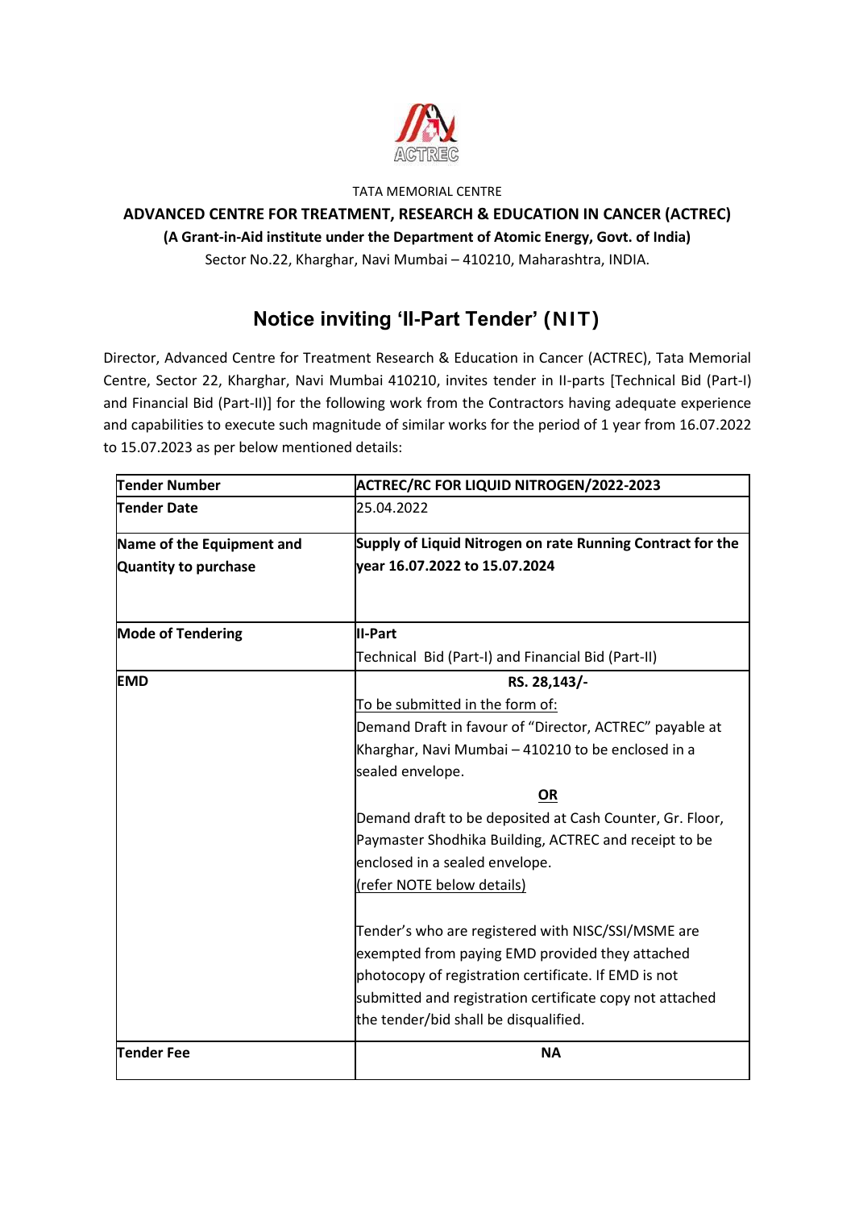TATA MEMORIAL CENTRE

**ADVANCED CENTRE FOR TREATMENT, RESEARCH & EDUCATION IN CANCER (ACTREC)**

**(A Grant-in-Aid institute under the Department of Atomic Energy, Govt. of India)**

Sector No.22, Kharghar, Navi Mumbai – 410210, Maharashtra, INDIA.

# Notice inviting 'II-Part Tender' (NIT)

Director, Advanced Centre for Treatment Research & Education in Cancer (ACTREC), Tata Memorial Centre, Sector 22, Kharghar, Navi Mumbai 410210, invites tender in II-parts [Technical Bid (Part-I) and Financial Bid (Part-II)] for the following work from the Contractors having adequate experience and capabilities to execute such magnitude of similar works for the period of 1 year from 16.07.2022 to 15.07.2023 as per below mentioned details:

| **Tender Number** | **ACTREC/RC FOR LIQUID NITROGEN/2022-2023** |
|---|---|
| **Tender Date** | 25.04.2022 |
| **Name of the Equipment and Quantity to purchase** | **Supply of Liquid Nitrogen on rate Running Contract for the year 16.07.2022 to 15.07.2024** |
| **Mode of Tendering** | **II-Part**<br>Technical Bid (Part-I) and Financial Bid (Part-II) |
| **EMD** | **RS. 28,143/-**<br>To be submitted in the form of:<br>Demand Draft in favour of "Director, ACTREC" payable at Kharghar, Navi Mumbai – 410210 to be enclosed in a sealed envelope.<br>**OR**<br>Demand draft to be deposited at Cash Counter, Gr. Floor, Paymaster Shodhika Building, ACTREC and receipt to be enclosed in a sealed envelope.<br>(refer NOTE below details)<br><br>Tender's who are registered with NISC/SSI/MSME are exempted from paying EMD provided they attached photocopy of registration certificate. If EMD is not submitted and registration certificate copy not attached the tender/bid shall be disqualified. |
| **Tender Fee** | **NA** |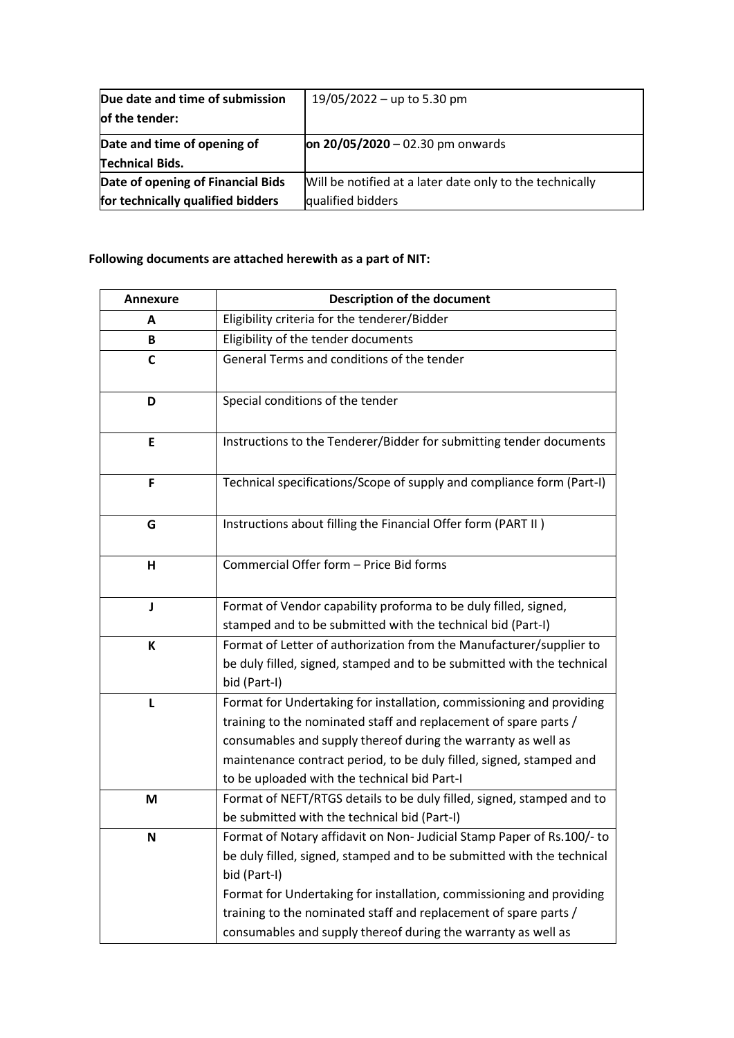| | |
|---|---|
| **Due date and time of submission of the tender:** | 19/05/2022 – up to 5.30 pm |
| **Date and time of opening of Technical Bids.** | **on 20/05/2020** – 02.30 pm onwards |
| **Date of opening of Financial Bids for technically qualified bidders** | Will be notified at a later date only to the technically qualified bidders |

**Following documents are attached herewith as a part of NIT:**

| Annexure | Description of the document |
|---|---|
| A | Eligibility criteria for the tenderer/Bidder |
| B | Eligibility of the tender documents |
| C | General Terms and conditions of the tender |
| D | Special conditions of the tender |
| E | Instructions to the Tenderer/Bidder for submitting tender documents |
| F | Technical specifications/Scope of supply and compliance form (Part-I) |
| G | Instructions about filling the Financial Offer form (PART II ) |
| H | Commercial Offer form – Price Bid forms |
| J | Format of Vendor capability proforma to be duly filled, signed, stamped and to be submitted with the technical bid (Part-I) |
| K | Format of Letter of authorization from the Manufacturer/supplier to be duly filled, signed, stamped and to be submitted with the technical bid (Part-I) |
| L | Format for Undertaking for installation, commissioning and providing training to the nominated staff and replacement of spare parts / consumables and supply thereof during the warranty as well as maintenance contract period, to be duly filled, signed, stamped and to be uploaded with the technical bid Part-I |
| M | Format of NEFT/RTGS details to be duly filled, signed, stamped and to be submitted with the technical bid (Part-I) |
| N | Format of Notary affidavit on Non- Judicial Stamp Paper of Rs.100/- to be duly filled, signed, stamped and to be submitted with the technical bid (Part-I)<br>Format for Undertaking for installation, commissioning and providing training to the nominated staff and replacement of spare parts / consumables and supply thereof during the warranty as well as |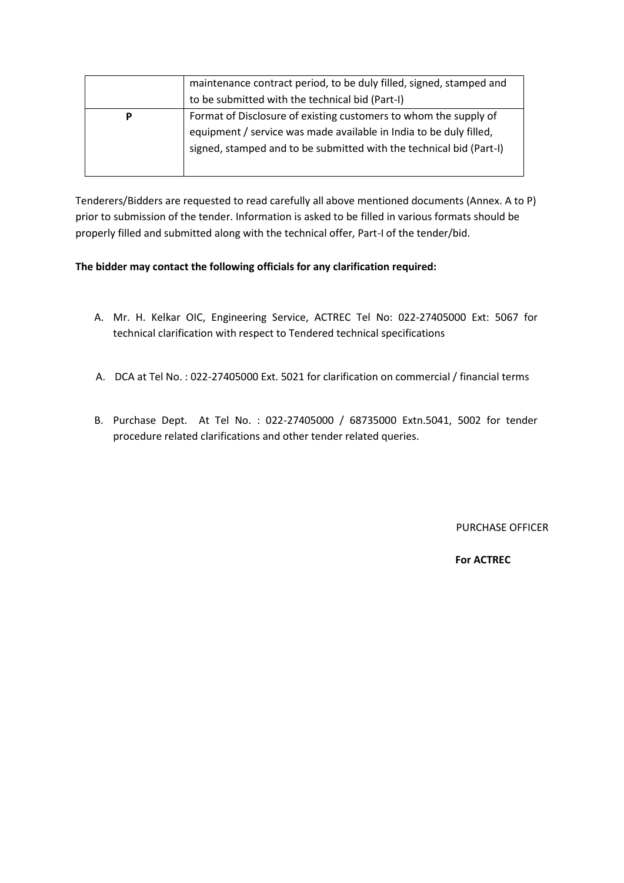| | |
|---|---|
| | maintenance contract period, to be duly filled, signed, stamped and to be submitted with the technical bid (Part-I) |
| **P** | Format of Disclosure of existing customers to whom the supply of equipment / service was made available in India to be duly filled, signed, stamped and to be submitted with the technical bid (Part-I) |

Tenderers/Bidders are requested to read carefully all above mentioned documents (Annex. A to P) prior to submission of the tender. Information is asked to be filled in various formats should be properly filled and submitted along with the technical offer, Part-I of the tender/bid.

**The bidder may contact the following officials for any clarification required:**

A. Mr. H. Kelkar OIC, Engineering Service, ACTREC Tel No: 022-27405000 Ext: 5067 for technical clarification with respect to Tendered technical specifications

A. DCA at Tel No. : 022-27405000 Ext. 5021 for clarification on commercial / financial terms

B. Purchase Dept. At Tel No. : 022-27405000 / 68735000 Extn.5041, 5002 for tender procedure related clarifications and other tender related queries.

PURCHASE OFFICER

**For ACTREC**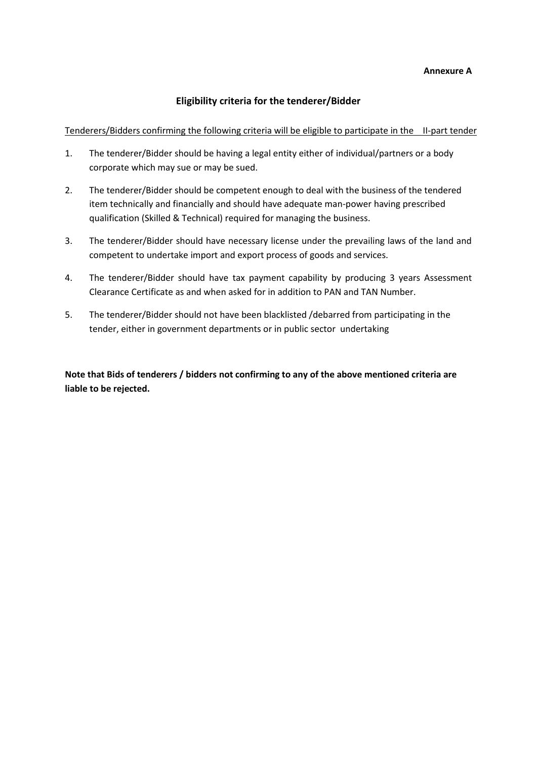**Annexure A**

## Eligibility criteria for the tenderer/Bidder

Tenderers/Bidders confirming the following criteria will be eligible to participate in the II-part tender

1. The tenderer/Bidder should be having a legal entity either of individual/partners or a body corporate which may sue or may be sued.
2. The tenderer/Bidder should be competent enough to deal with the business of the tendered item technically and financially and should have adequate man-power having prescribed qualification (Skilled & Technical) required for managing the business.
3. The tenderer/Bidder should have necessary license under the prevailing laws of the land and competent to undertake import and export process of goods and services.
4. The tenderer/Bidder should have tax payment capability by producing 3 years Assessment Clearance Certificate as and when asked for in addition to PAN and TAN Number.
5. The tenderer/Bidder should not have been blacklisted /debarred from participating in the tender, either in government departments or in public sector undertaking

**Note that Bids of tenderers / bidders not confirming to any of the above mentioned criteria are liable to be rejected.**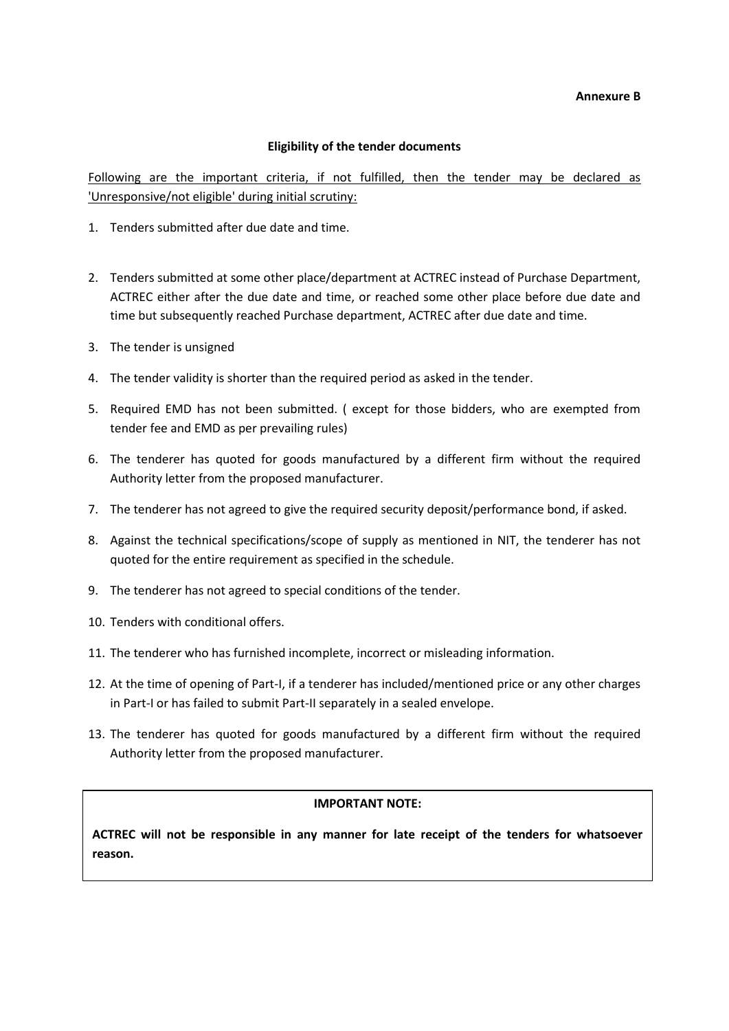**Annexure B**

## Eligibility of the tender documents

Following are the important criteria, if not fulfilled, then the tender may be declared as 'Unresponsive/not eligible' during initial scrutiny:

1. Tenders submitted after due date and time.
2. Tenders submitted at some other place/department at ACTREC instead of Purchase Department, ACTREC either after the due date and time, or reached some other place before due date and time but subsequently reached Purchase department, ACTREC after due date and time.
3. The tender is unsigned
4. The tender validity is shorter than the required period as asked in the tender.
5. Required EMD has not been submitted. ( except for those bidders, who are exempted from tender fee and EMD as per prevailing rules)
6. The tenderer has quoted for goods manufactured by a different firm without the required Authority letter from the proposed manufacturer.
7. The tenderer has not agreed to give the required security deposit/performance bond, if asked.
8. Against the technical specifications/scope of supply as mentioned in NIT, the tenderer has not quoted for the entire requirement as specified in the schedule.
9. The tenderer has not agreed to special conditions of the tender.
10. Tenders with conditional offers.
11. The tenderer who has furnished incomplete, incorrect or misleading information.
12. At the time of opening of Part-I, if a tenderer has included/mentioned price or any other charges in Part-I or has failed to submit Part-II separately in a sealed envelope.
13. The tenderer has quoted for goods manufactured by a different firm without the required Authority letter from the proposed manufacturer.

**IMPORTANT NOTE:**

**ACTREC will not be responsible in any manner for late receipt of the tenders for whatsoever reason.**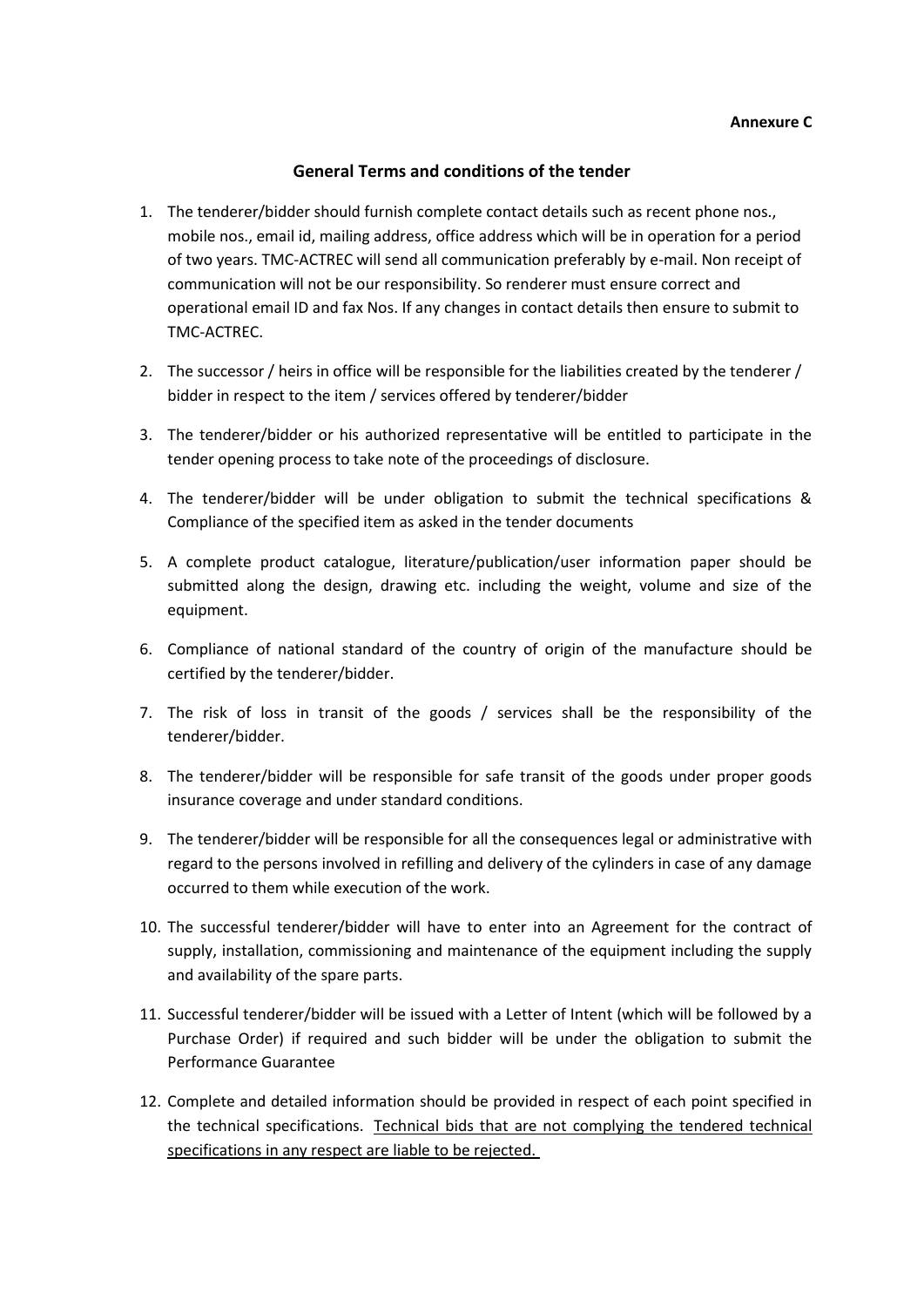**Annexure C**

## General Terms and conditions of the tender

1. The tenderer/bidder should furnish complete contact details such as recent phone nos., mobile nos., email id, mailing address, office address which will be in operation for a period of two years. TMC-ACTREC will send all communication preferably by e-mail. Non receipt of communication will not be our responsibility. So renderer must ensure correct and operational email ID and fax Nos. If any changes in contact details then ensure to submit to TMC-ACTREC.
2. The successor / heirs in office will be responsible for the liabilities created by the tenderer / bidder in respect to the item / services offered by tenderer/bidder
3. The tenderer/bidder or his authorized representative will be entitled to participate in the tender opening process to take note of the proceedings of disclosure.
4. The tenderer/bidder will be under obligation to submit the technical specifications & Compliance of the specified item as asked in the tender documents
5. A complete product catalogue, literature/publication/user information paper should be submitted along the design, drawing etc. including the weight, volume and size of the equipment.
6. Compliance of national standard of the country of origin of the manufacture should be certified by the tenderer/bidder.
7. The risk of loss in transit of the goods / services shall be the responsibility of the tenderer/bidder.
8. The tenderer/bidder will be responsible for safe transit of the goods under proper goods insurance coverage and under standard conditions.
9. The tenderer/bidder will be responsible for all the consequences legal or administrative with regard to the persons involved in refilling and delivery of the cylinders in case of any damage occurred to them while execution of the work.
10. The successful tenderer/bidder will have to enter into an Agreement for the contract of supply, installation, commissioning and maintenance of the equipment including the supply and availability of the spare parts.
11. Successful tenderer/bidder will be issued with a Letter of Intent (which will be followed by a Purchase Order) if required and such bidder will be under the obligation to submit the Performance Guarantee
12. Complete and detailed information should be provided in respect of each point specified in the technical specifications. <u>Technical bids that are not complying the tendered technical specifications in any respect are liable to be rejected.</u>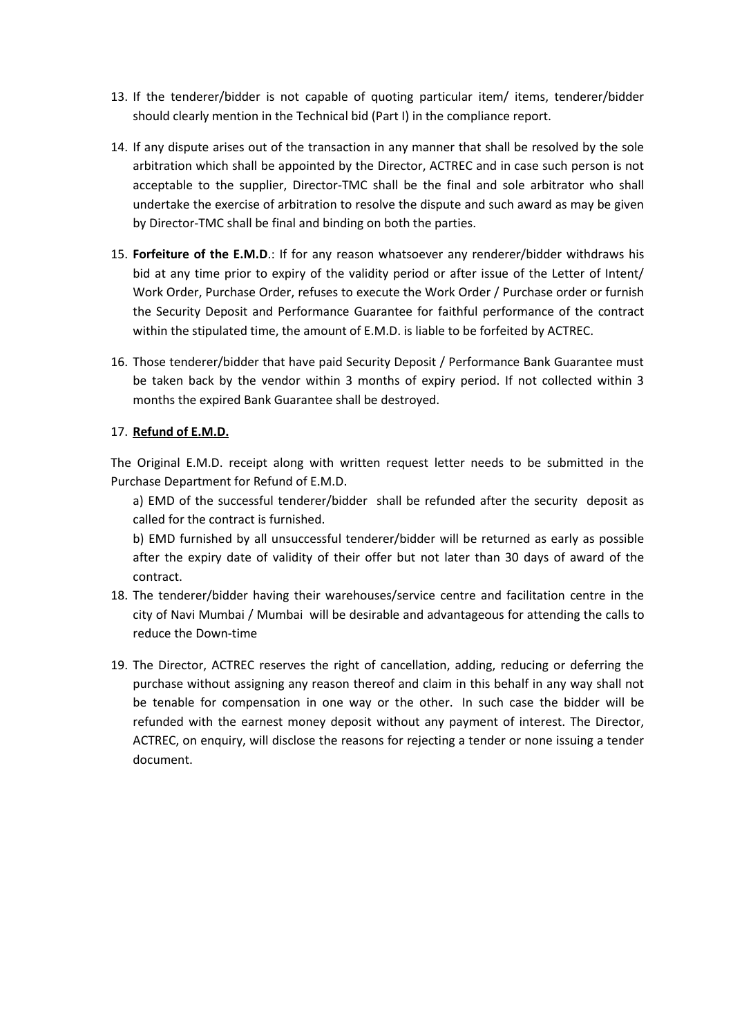13. If the tenderer/bidder is not capable of quoting particular item/ items, tenderer/bidder should clearly mention in the Technical bid (Part I) in the compliance report.

14. If any dispute arises out of the transaction in any manner that shall be resolved by the sole arbitration which shall be appointed by the Director, ACTREC and in case such person is not acceptable to the supplier, Director-TMC shall be the final and sole arbitrator who shall undertake the exercise of arbitration to resolve the dispute and such award as may be given by Director-TMC shall be final and binding on both the parties.

15. **Forfeiture of the E.M.D**.: If for any reason whatsoever any renderer/bidder withdraws his bid at any time prior to expiry of the validity period or after issue of the Letter of Intent/ Work Order, Purchase Order, refuses to execute the Work Order / Purchase order or furnish the Security Deposit and Performance Guarantee for faithful performance of the contract within the stipulated time, the amount of E.M.D. is liable to be forfeited by ACTREC.

16. Those tenderer/bidder that have paid Security Deposit / Performance Bank Guarantee must be taken back by the vendor within 3 months of expiry period. If not collected within 3 months the expired Bank Guarantee shall be destroyed.

17. **Refund of E.M.D.**

The Original E.M.D. receipt along with written request letter needs to be submitted in the Purchase Department for Refund of E.M.D.

a) EMD of the successful tenderer/bidder shall be refunded after the security deposit as called for the contract is furnished.

b) EMD furnished by all unsuccessful tenderer/bidder will be returned as early as possible after the expiry date of validity of their offer but not later than 30 days of award of the contract.

18. The tenderer/bidder having their warehouses/service centre and facilitation centre in the city of Navi Mumbai / Mumbai will be desirable and advantageous for attending the calls to reduce the Down-time

19. The Director, ACTREC reserves the right of cancellation, adding, reducing or deferring the purchase without assigning any reason thereof and claim in this behalf in any way shall not be tenable for compensation in one way or the other. In such case the bidder will be refunded with the earnest money deposit without any payment of interest. The Director, ACTREC, on enquiry, will disclose the reasons for rejecting a tender or none issuing a tender document.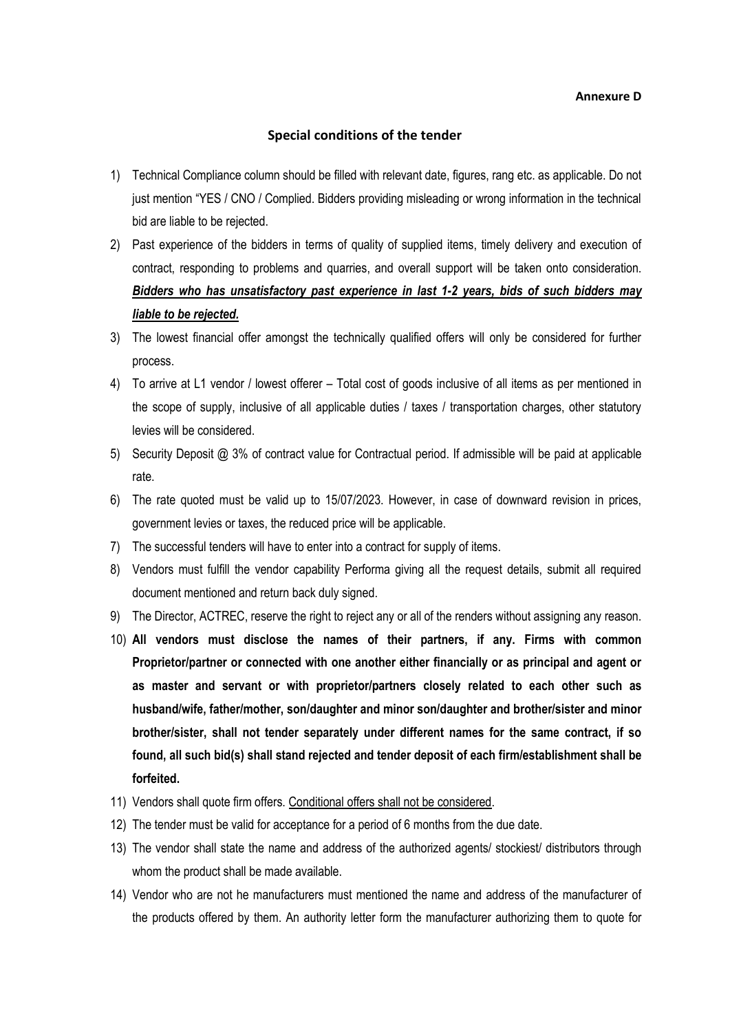**Annexure D**

## Special conditions of the tender

1) Technical Compliance column should be filled with relevant date, figures, rang etc. as applicable. Do not just mention "YES / CNO / Complied. Bidders providing misleading or wrong information in the technical bid are liable to be rejected.
2) Past experience of the bidders in terms of quality of supplied items, timely delivery and execution of contract, responding to problems and quarries, and overall support will be taken onto consideration. ***Bidders who has unsatisfactory past experience in last 1-2 years, bids of such bidders may liable to be rejected.***
3) The lowest financial offer amongst the technically qualified offers will only be considered for further process.
4) To arrive at L1 vendor / lowest offerer – Total cost of goods inclusive of all items as per mentioned in the scope of supply, inclusive of all applicable duties / taxes / transportation charges, other statutory levies will be considered.
5) Security Deposit @ 3% of contract value for Contractual period. If admissible will be paid at applicable rate.
6) The rate quoted must be valid up to 15/07/2023. However, in case of downward revision in prices, government levies or taxes, the reduced price will be applicable.
7) The successful tenders will have to enter into a contract for supply of items.
8) Vendors must fulfill the vendor capability Performa giving all the request details, submit all required document mentioned and return back duly signed.
9) The Director, ACTREC, reserve the right to reject any or all of the renders without assigning any reason.
10) **All vendors must disclose the names of their partners, if any. Firms with common Proprietor/partner or connected with one another either financially or as principal and agent or as master and servant or with proprietor/partners closely related to each other such as husband/wife, father/mother, son/daughter and minor son/daughter and brother/sister and minor brother/sister, shall not tender separately under different names for the same contract, if so found, all such bid(s) shall stand rejected and tender deposit of each firm/establishment shall be forfeited.**
11) Vendors shall quote firm offers. Conditional offers shall not be considered.
12) The tender must be valid for acceptance for a period of 6 months from the due date.
13) The vendor shall state the name and address of the authorized agents/ stockiest/ distributors through whom the product shall be made available.
14) Vendor who are not he manufacturers must mentioned the name and address of the manufacturer of the products offered by them. An authority letter form the manufacturer authorizing them to quote for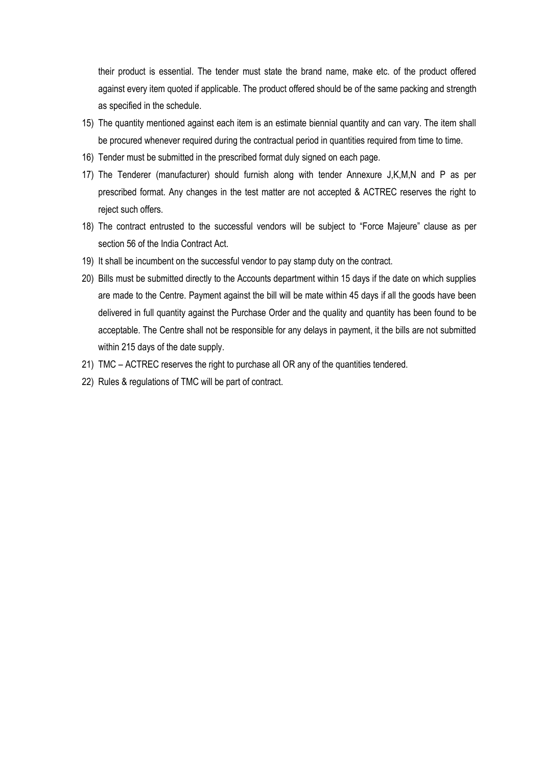their product is essential. The tender must state the brand name, make etc. of the product offered against every item quoted if applicable. The product offered should be of the same packing and strength as specified in the schedule.

15) The quantity mentioned against each item is an estimate biennial quantity and can vary. The item shall be procured whenever required during the contractual period in quantities required from time to time.
16) Tender must be submitted in the prescribed format duly signed on each page.
17) The Tenderer (manufacturer) should furnish along with tender Annexure J,K,M,N and P as per prescribed format. Any changes in the test matter are not accepted & ACTREC reserves the right to reject such offers.
18) The contract entrusted to the successful vendors will be subject to "Force Majeure" clause as per section 56 of the India Contract Act.
19) It shall be incumbent on the successful vendor to pay stamp duty on the contract.
20) Bills must be submitted directly to the Accounts department within 15 days if the date on which supplies are made to the Centre. Payment against the bill will be mate within 45 days if all the goods have been delivered in full quantity against the Purchase Order and the quality and quantity has been found to be acceptable. The Centre shall not be responsible for any delays in payment, it the bills are not submitted within 215 days of the date supply.
21) TMC – ACTREC reserves the right to purchase all OR any of the quantities tendered.
22) Rules & regulations of TMC will be part of contract.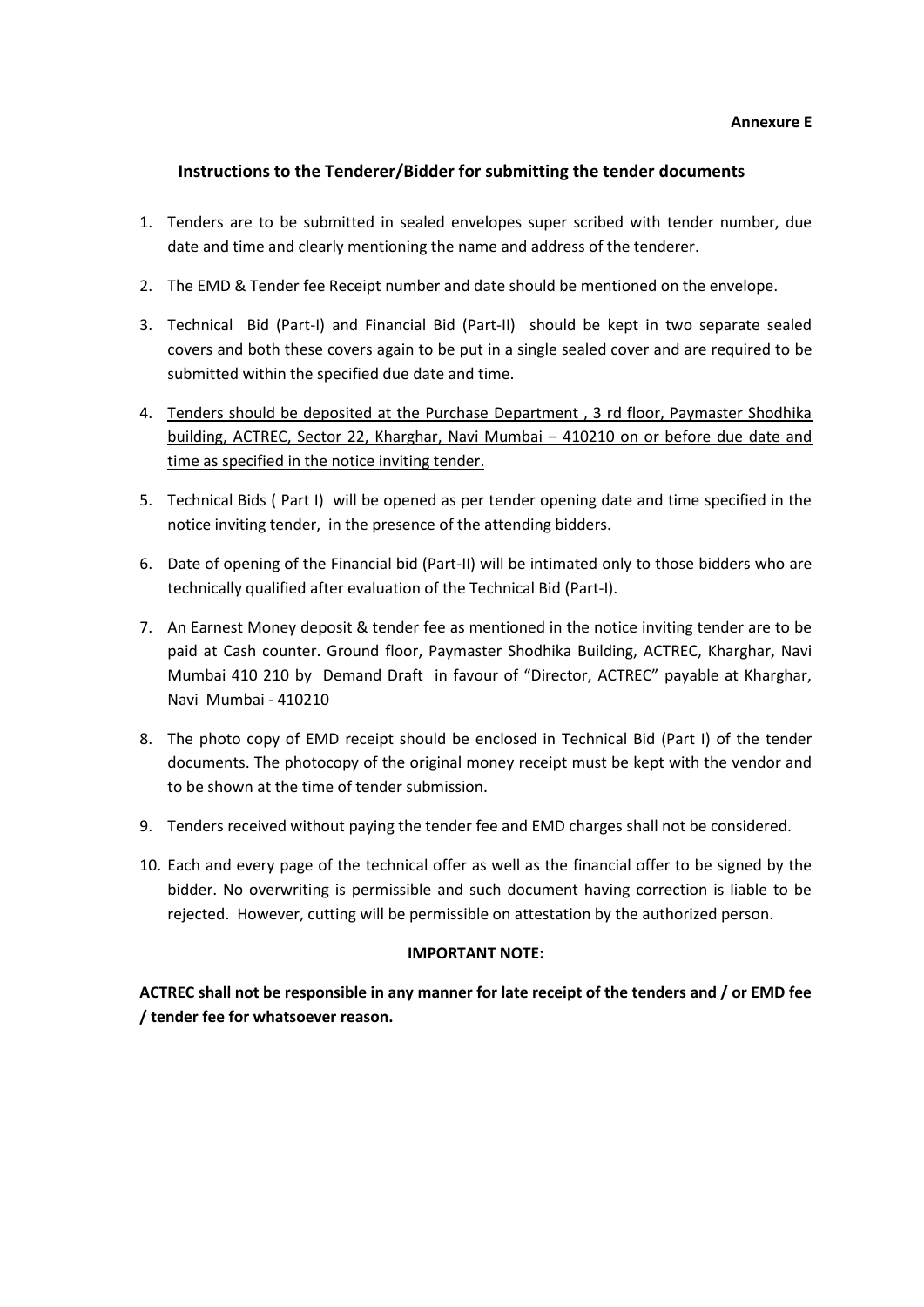**Annexure E**

## Instructions to the Tenderer/Bidder for submitting the tender documents

1. Tenders are to be submitted in sealed envelopes super scribed with tender number, due date and time and clearly mentioning the name and address of the tenderer.
2. The EMD & Tender fee Receipt number and date should be mentioned on the envelope.
3. Technical Bid (Part-I) and Financial Bid (Part-II) should be kept in two separate sealed covers and both these covers again to be put in a single sealed cover and are required to be submitted within the specified due date and time.
4. <u>Tenders should be deposited at the Purchase Department , 3 rd floor, Paymaster Shodhika building, ACTREC, Sector 22, Kharghar, Navi Mumbai – 410210 on or before due date and time as specified in the notice inviting tender.</u>
5. Technical Bids ( Part I) will be opened as per tender opening date and time specified in the notice inviting tender, in the presence of the attending bidders.
6. Date of opening of the Financial bid (Part-II) will be intimated only to those bidders who are technically qualified after evaluation of the Technical Bid (Part-I).
7. An Earnest Money deposit & tender fee as mentioned in the notice inviting tender are to be paid at Cash counter. Ground floor, Paymaster Shodhika Building, ACTREC, Kharghar, Navi Mumbai 410 210 by Demand Draft in favour of "Director, ACTREC" payable at Kharghar, Navi Mumbai - 410210
8. The photo copy of EMD receipt should be enclosed in Technical Bid (Part I) of the tender documents. The photocopy of the original money receipt must be kept with the vendor and to be shown at the time of tender submission.
9. Tenders received without paying the tender fee and EMD charges shall not be considered.
10. Each and every page of the technical offer as well as the financial offer to be signed by the bidder. No overwriting is permissible and such document having correction is liable to be rejected. However, cutting will be permissible on attestation by the authorized person.

**IMPORTANT NOTE:**

**ACTREC shall not be responsible in any manner for late receipt of the tenders and / or EMD fee / tender fee for whatsoever reason.**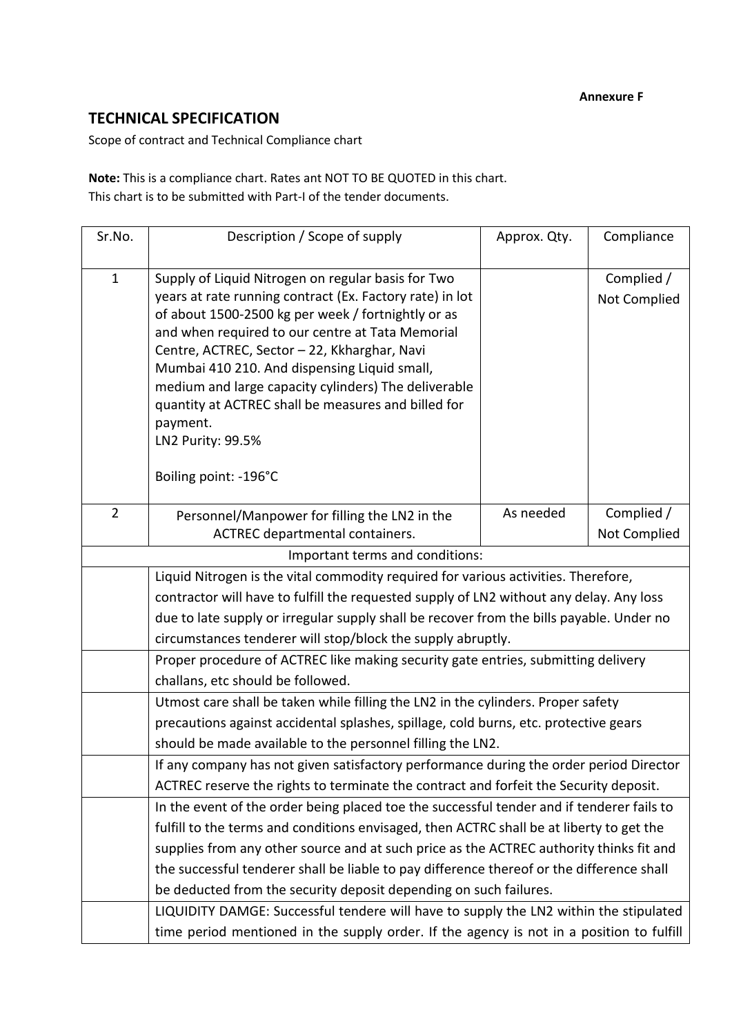**Annexure F**

## TECHNICAL SPECIFICATION

Scope of contract and Technical Compliance chart

**Note:** This is a compliance chart. Rates ant NOT TO BE QUOTED in this chart.
This chart is to be submitted with Part-I of the tender documents.

| Sr.No. | Description / Scope of supply | Approx. Qty. | Compliance |
|---|---|---|---|
| 1 | Supply of Liquid Nitrogen on regular basis for Two years at rate running contract (Ex. Factory rate) in lot of about 1500-2500 kg per week / fortnightly or as and when required to our centre at Tata Memorial Centre, ACTREC, Sector – 22, Kkharghar, Navi Mumbai 410 210. And dispensing Liquid small, medium and large capacity cylinders) The deliverable quantity at ACTREC shall be measures and billed for payment.<br>LN2 Purity: 99.5%<br><br>Boiling point: -196°C | | Complied / Not Complied |
| 2 | Personnel/Manpower for filling the LN2 in the ACTREC departmental containers. | As needed | Complied / Not Complied |
| | Important terms and conditions: | | |
| | Liquid Nitrogen is the vital commodity required for various activities. Therefore, contractor will have to fulfill the requested supply of LN2 without any delay. Any loss due to late supply or irregular supply shall be recover from the bills payable. Under no circumstances tenderer will stop/block the supply abruptly. | | |
| | Proper procedure of ACTREC like making security gate entries, submitting delivery challans, etc should be followed. | | |
| | Utmost care shall be taken while filling the LN2 in the cylinders. Proper safety precautions against accidental splashes, spillage, cold burns, etc. protective gears should be made available to the personnel filling the LN2. | | |
| | If any company has not given satisfactory performance during the order period Director ACTREC reserve the rights to terminate the contract and forfeit the Security deposit. | | |
| | In the event of the order being placed toe the successful tender and if tenderer fails to fulfill to the terms and conditions envisaged, then ACTRC shall be at liberty to get the supplies from any other source and at such price as the ACTREC authority thinks fit and the successful tenderer shall be liable to pay difference thereof or the difference shall be deducted from the security deposit depending on such failures. | | |
| | LIQUIDITY DAMGE: Successful tendere will have to supply the LN2 within the stipulated time period mentioned in the supply order. If the agency is not in a position to fulfill | | |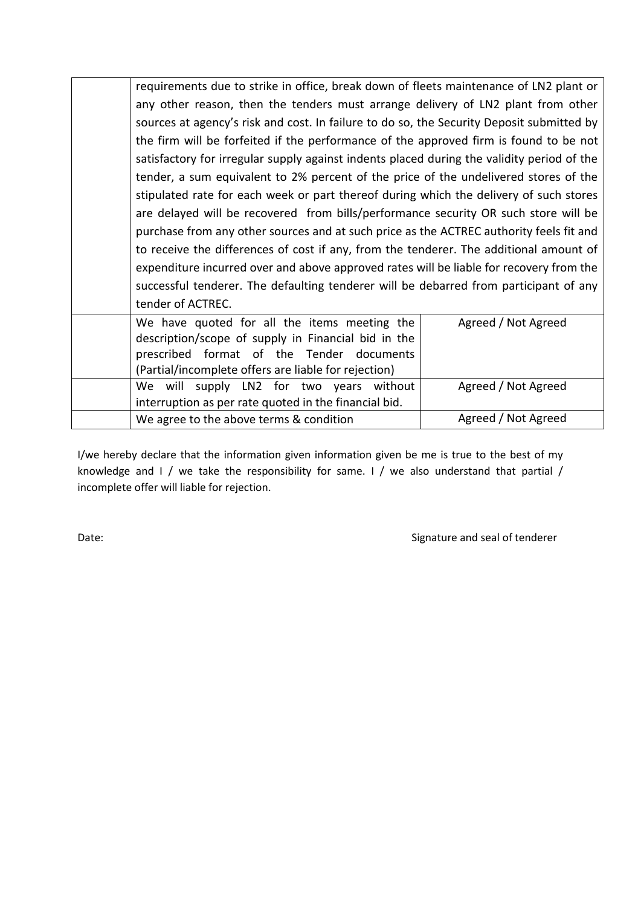| | | |
|---|---|---|
| | requirements due to strike in office, break down of fleets maintenance of LN2 plant or any other reason, then the tenders must arrange delivery of LN2 plant from other sources at agency's risk and cost. In failure to do so, the Security Deposit submitted by the firm will be forfeited if the performance of the approved firm is found to be not satisfactory for irregular supply against indents placed during the validity period of the tender, a sum equivalent to 2% percent of the price of the undelivered stores of the stipulated rate for each week or part thereof during which the delivery of such stores are delayed will be recovered from bills/performance security OR such store will be purchase from any other sources and at such price as the ACTREC authority feels fit and to receive the differences of cost if any, from the tenderer. The additional amount of expenditure incurred over and above approved rates will be liable for recovery from the successful tenderer. The defaulting tenderer will be debarred from participant of any tender of ACTREC. | |
| | We have quoted for all the items meeting the description/scope of supply in Financial bid in the prescribed format of the Tender documents (Partial/incomplete offers are liable for rejection) | Agreed / Not Agreed |
| | We will supply LN2 for two years without interruption as per rate quoted in the financial bid. | Agreed / Not Agreed |
| | We agree to the above terms & condition | Agreed / Not Agreed |

I/we hereby declare that the information given information given be me is true to the best of my knowledge and I / we take the responsibility for same. I / we also understand that partial / incomplete offer will liable for rejection.

Date: Signature and seal of tenderer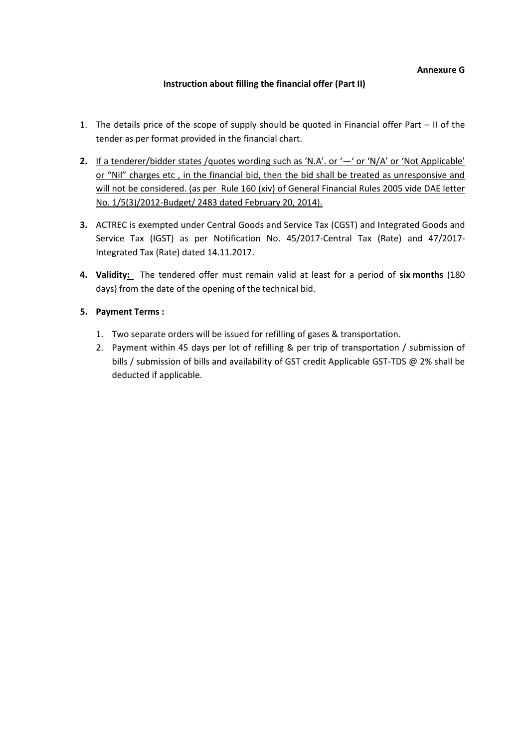**Annexure G**

**Instruction about filling the financial offer (Part II)**

1. The details price of the scope of supply should be quoted in Financial offer Part – II of the tender as per format provided in the financial chart.
2. If a tenderer/bidder states /quotes wording such as 'N.A'. or '—' or 'N/A' or 'Not Applicable' or "Nil" charges etc , in the financial bid, then the bid shall be treated as unresponsive and will not be considered. (as per Rule 160 (xiv) of General Financial Rules 2005 vide DAE letter No. 1/5(3)/2012-Budget/ 2483 dated February 20, 2014).
3. ACTREC is exempted under Central Goods and Service Tax (CGST) and Integrated Goods and Service Tax (IGST) as per Notification No. 45/2017-Central Tax (Rate) and 47/2017-Integrated Tax (Rate) dated 14.11.2017.
4. **Validity:** The tendered offer must remain valid at least for a period of **six months** (180 days) from the date of the opening of the technical bid.
5. **Payment Terms :**
    1. Two separate orders will be issued for refilling of gases & transportation.
    2. Payment within 45 days per lot of refilling & per trip of transportation / submission of bills / submission of bills and availability of GST credit Applicable GST-TDS @ 2% shall be deducted if applicable.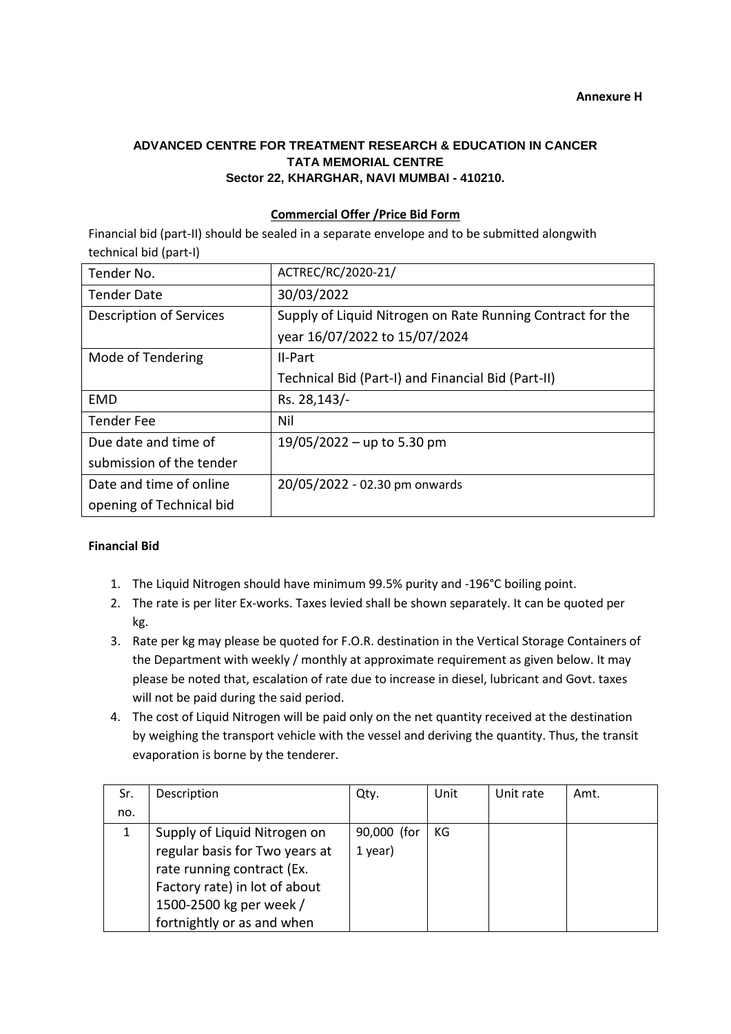**Annexure H**

**ADVANCED CENTRE FOR TREATMENT RESEARCH & EDUCATION IN CANCER**
**TATA MEMORIAL CENTRE**
**Sector 22, KHARGHAR, NAVI MUMBAI - 410210.**

**Commercial Offer /Price Bid Form**

Financial bid (part-II) should be sealed in a separate envelope and to be submitted alongwith technical bid (part-I)

| | |
|---|---|
| Tender No. | ACTREC/RC/2020-21/ |
| Tender Date | 30/03/2022 |
| Description of Services | Supply of Liquid Nitrogen on Rate Running Contract for the year 16/07/2022 to 15/07/2024 |
| Mode of Tendering | II-Part<br>Technical Bid (Part-I) and Financial Bid (Part-II) |
| EMD | Rs. 28,143/- |
| Tender Fee | Nil |
| Due date and time of submission of the tender | 19/05/2022 – up to 5.30 pm |
| Date and time of online opening of Technical bid | 20/05/2022 - 02.30 pm onwards |

**Financial Bid**

1. The Liquid Nitrogen should have minimum 99.5% purity and -196°C boiling point.
2. The rate is per liter Ex-works. Taxes levied shall be shown separately. It can be quoted per kg.
3. Rate per kg may please be quoted for F.O.R. destination in the Vertical Storage Containers of the Department with weekly / monthly at approximate requirement as given below. It may please be noted that, escalation of rate due to increase in diesel, lubricant and Govt. taxes will not be paid during the said period.
4. The cost of Liquid Nitrogen will be paid only on the net quantity received at the destination by weighing the transport vehicle with the vessel and deriving the quantity. Thus, the transit evaporation is borne by the tenderer.

| Sr. no. | Description | Qty. | Unit | Unit rate | Amt. |
|---|---|---|---|---|---|
| 1 | Supply of Liquid Nitrogen on regular basis for Two years at rate running contract (Ex. Factory rate) in lot of about 1500-2500 kg per week / fortnightly or as and when | 90,000 (for 1 year) | KG | | |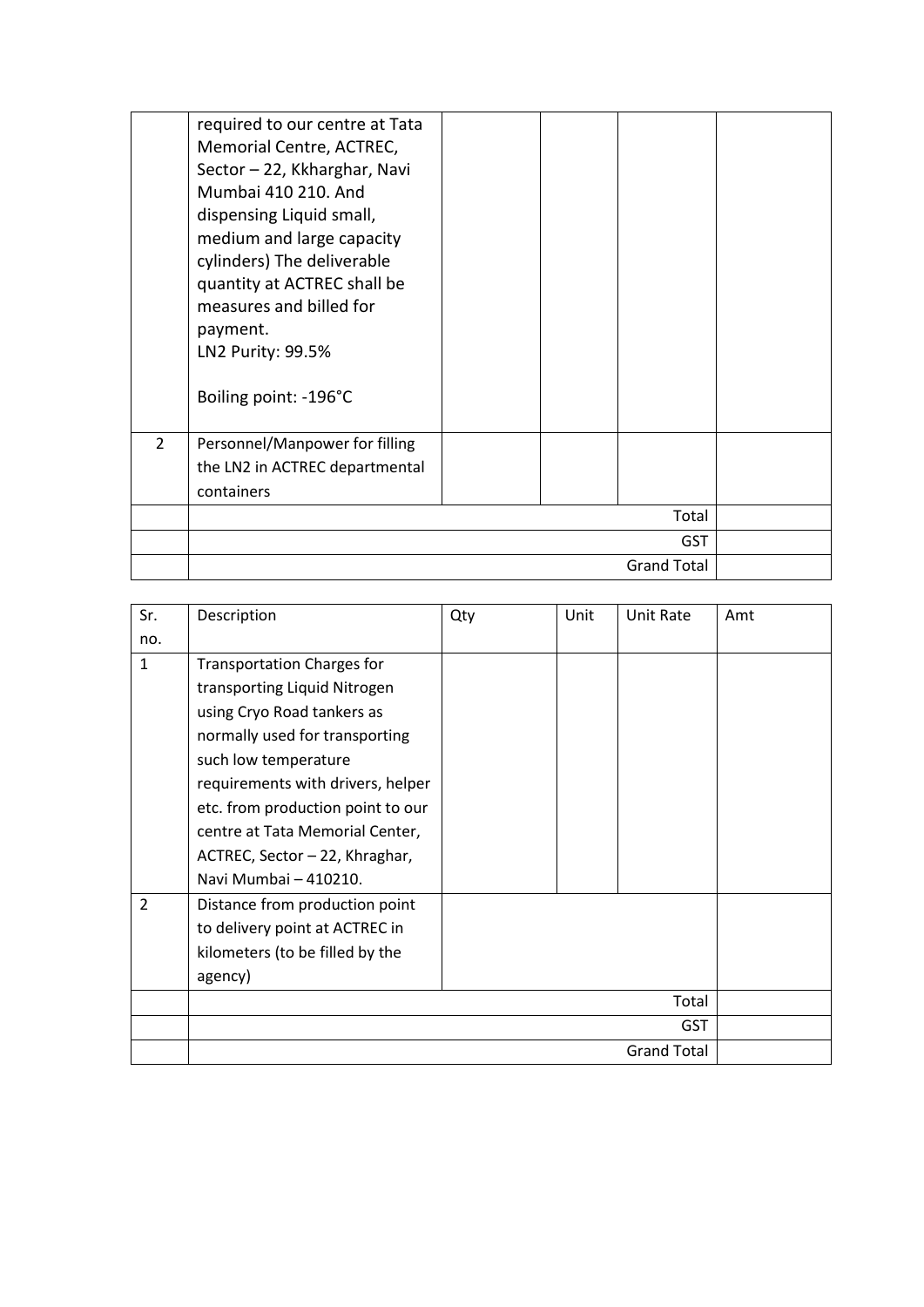| | | | | | |
|---|---|---|---|---|---|
| | required to our centre at Tata Memorial Centre, ACTREC, Sector – 22, Kkharghar, Navi Mumbai 410 210. And dispensing Liquid small, medium and large capacity cylinders) The deliverable quantity at ACTREC shall be measures and billed for payment.<br>LN2 Purity: 99.5%<br><br>Boiling point: -196°C | | | | |
| 2 | Personnel/Manpower for filling the LN2 in ACTREC departmental containers | | | | |
| | | | | Total | |
| | | | | GST | |
| | | | | Grand Total | |

| Sr. no. | Description | Qty | Unit | Unit Rate | Amt |
|---|---|---|---|---|---|
| 1 | Transportation Charges for transporting Liquid Nitrogen using Cryo Road tankers as normally used for transporting such low temperature requirements with drivers, helper etc. from production point to our centre at Tata Memorial Center, ACTREC, Sector – 22, Khraghar, Navi Mumbai – 410210. | | | | |
| 2 | Distance from production point to delivery point at ACTREC in kilometers (to be filled by the agency) | | | | |
| | | | | Total | |
| | | | | GST | |
| | | | | Grand Total | |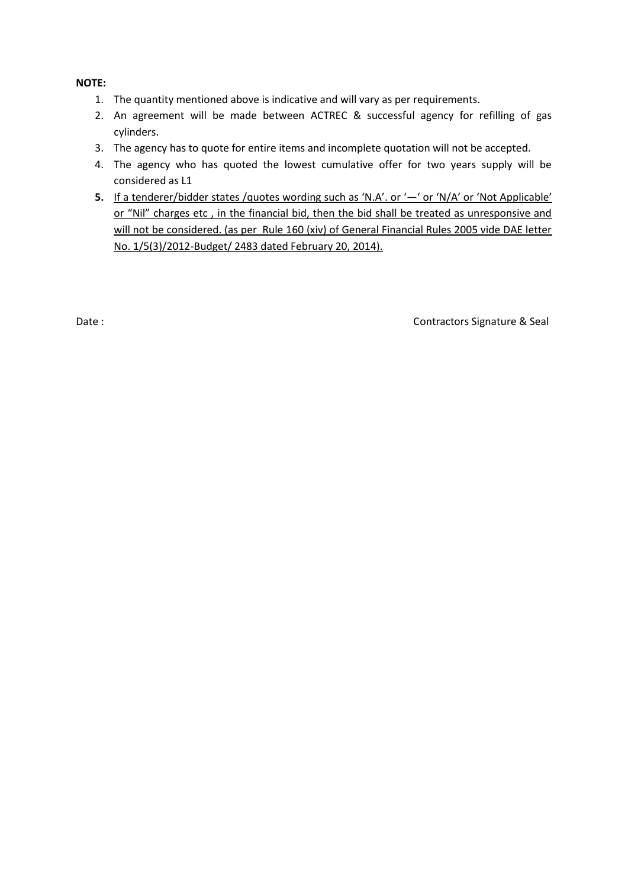**NOTE:**

1. The quantity mentioned above is indicative and will vary as per requirements.
2. An agreement will be made between ACTREC & successful agency for refilling of gas cylinders.
3. The agency has to quote for entire items and incomplete quotation will not be accepted.
4. The agency who has quoted the lowest cumulative offer for two years supply will be considered as L1
5. <u>If a tenderer/bidder states /quotes wording such as 'N.A'. or '—' or 'N/A' or 'Not Applicable' or "Nil" charges etc , in the financial bid, then the bid shall be treated as unresponsive and will not be considered. (as per Rule 160 (xiv) of General Financial Rules 2005 vide DAE letter No. 1/5(3)/2012-Budget/ 2483 dated February 20, 2014).</u>

Date :

Contractors Signature & Seal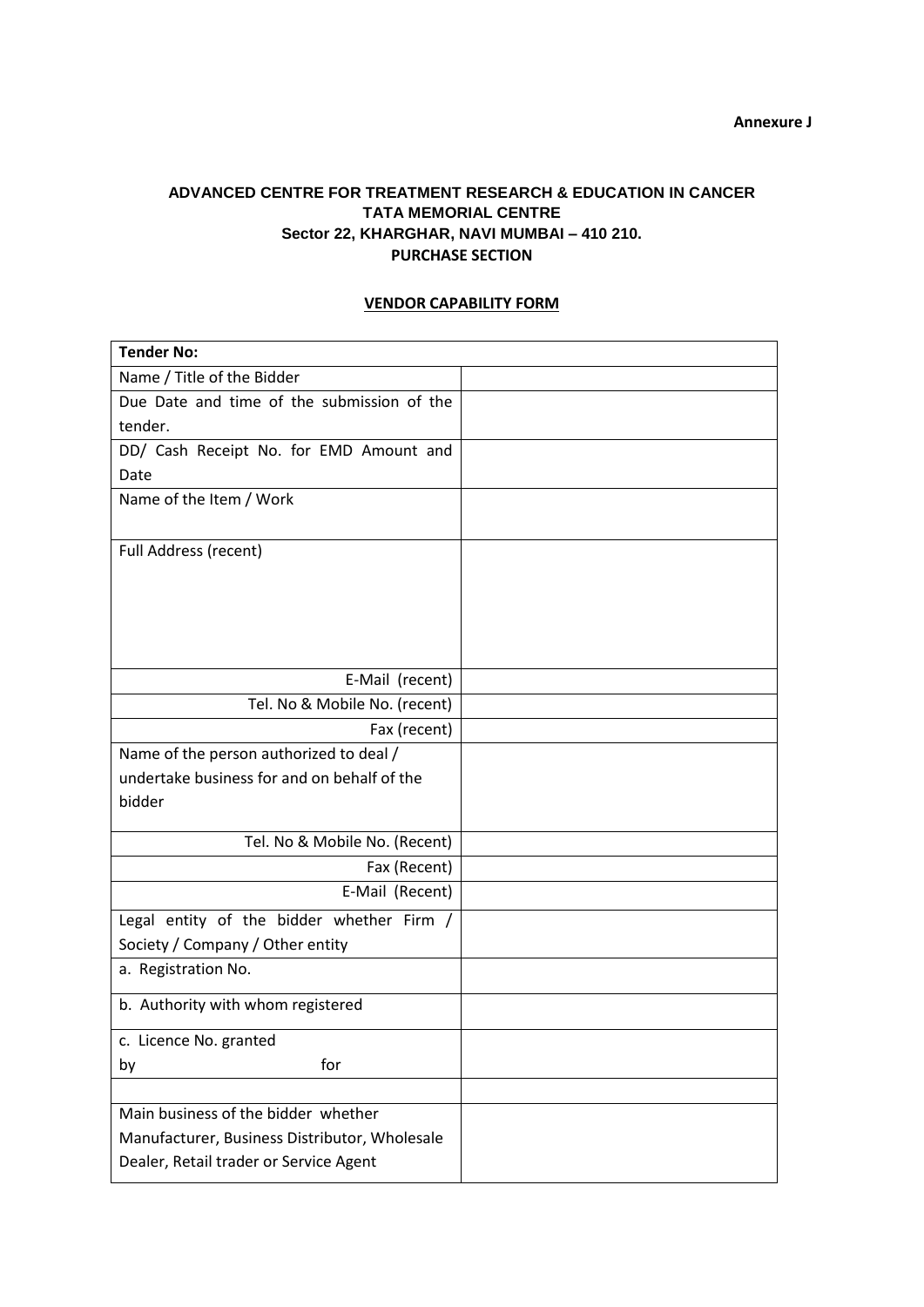**Annexure J**

**ADVANCED CENTRE FOR TREATMENT RESEARCH & EDUCATION IN CANCER**
**TATA MEMORIAL CENTRE**
**Sector 22, KHARGHAR, NAVI MUMBAI – 410 210.**
**PURCHASE SECTION**

**VENDOR CAPABILITY FORM**

| **Tender No:** | |
|---|---|
| Name / Title of the Bidder | |
| Due Date and time of the submission of the tender. | |
| DD/ Cash Receipt No. for EMD Amount and Date | |
| Name of the Item / Work | |
| Full Address (recent) | |
| E-Mail (recent) | |
| Tel. No & Mobile No. (recent) | |
| Fax (recent) | |
| Name of the person authorized to deal / undertake business for and on behalf of the bidder | |
| Tel. No & Mobile No. (Recent) | |
| Fax (Recent) | |
| E-Mail (Recent) | |
| Legal entity of the bidder whether Firm / Society / Company / Other entity | |
| a. Registration No. | |
| b. Authority with whom registered | |
| c. Licence No. granted by for | |
| | |
| Main business of the bidder whether Manufacturer, Business Distributor, Wholesale Dealer, Retail trader or Service Agent | |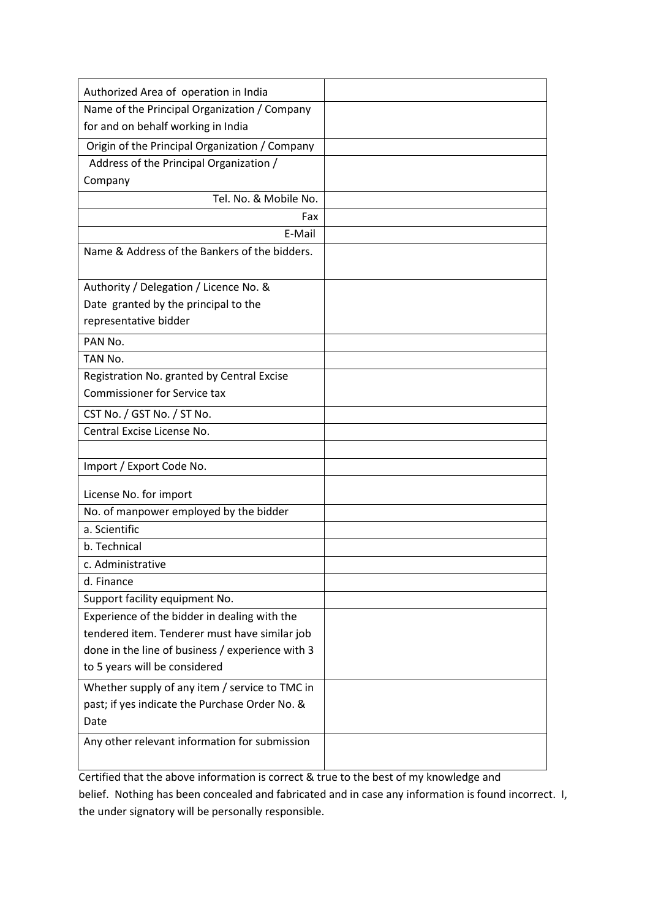| | |
|---|---|
| Authorized Area of operation in India | |
| Name of the Principal Organization / Company for and on behalf working in India | |
| Origin of the Principal Organization / Company | |
| Address of the Principal Organization / Company | |
| Tel. No. & Mobile No. | |
| Fax | |
| E-Mail | |
| Name & Address of the Bankers of the bidders. | |
| Authority / Delegation / Licence No. & Date granted by the principal to the representative bidder | |
| PAN No. | |
| TAN No. | |
| Registration No. granted by Central Excise Commissioner for Service tax | |
| CST No. / GST No. / ST No. | |
| Central Excise License No. | |
| | |
| Import / Export Code No. | |
| License No. for import | |
| No. of manpower employed by the bidder | |
| a. Scientific | |
| b. Technical | |
| c. Administrative | |
| d. Finance | |
| Support facility equipment No. | |
| Experience of the bidder in dealing with the tendered item. Tenderer must have similar job done in the line of business / experience with 3 to 5 years will be considered | |
| Whether supply of any item / service to TMC in past; if yes indicate the Purchase Order No. & Date | |
| Any other relevant information for submission | |

Certified that the above information is correct & true to the best of my knowledge and belief. Nothing has been concealed and fabricated and in case any information is found incorrect. I, the under signatory will be personally responsible.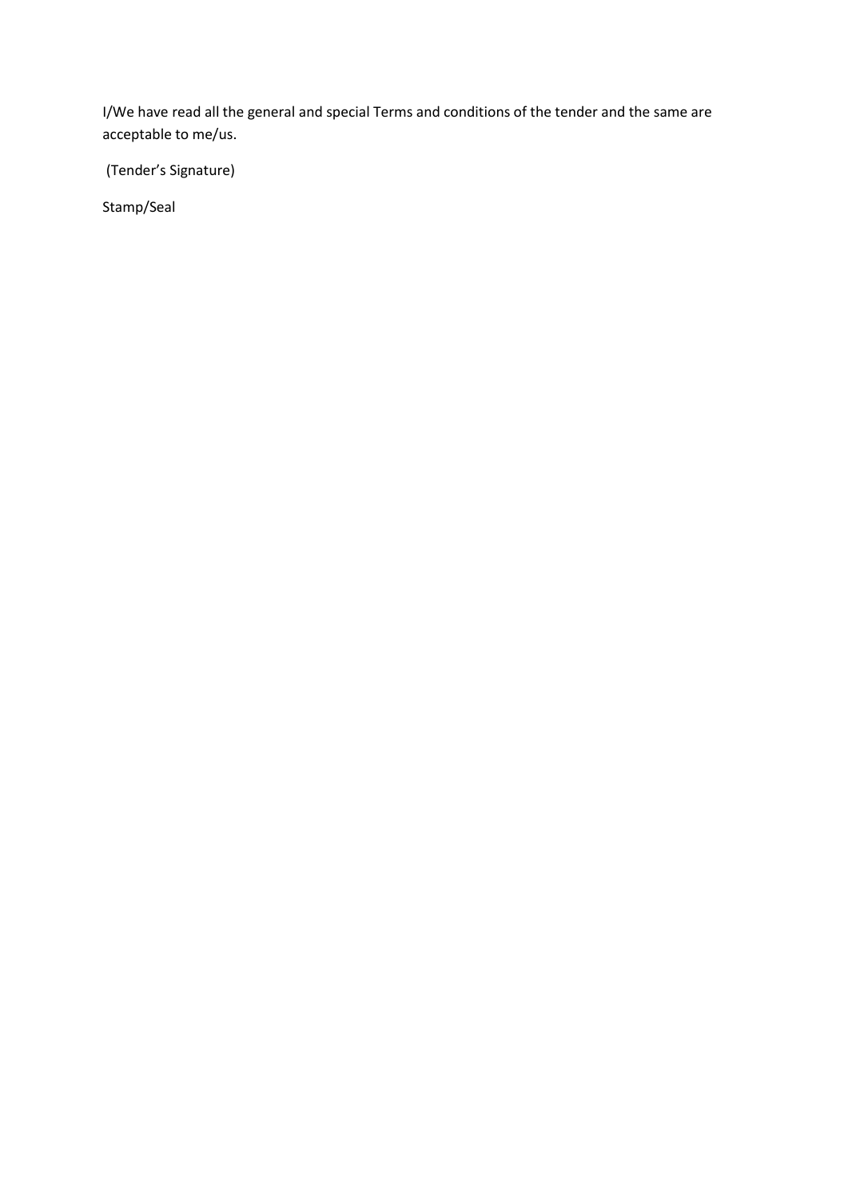I/We have read all the general and special Terms and conditions of the tender and the same are acceptable to me/us.

(Tender's Signature)

Stamp/Seal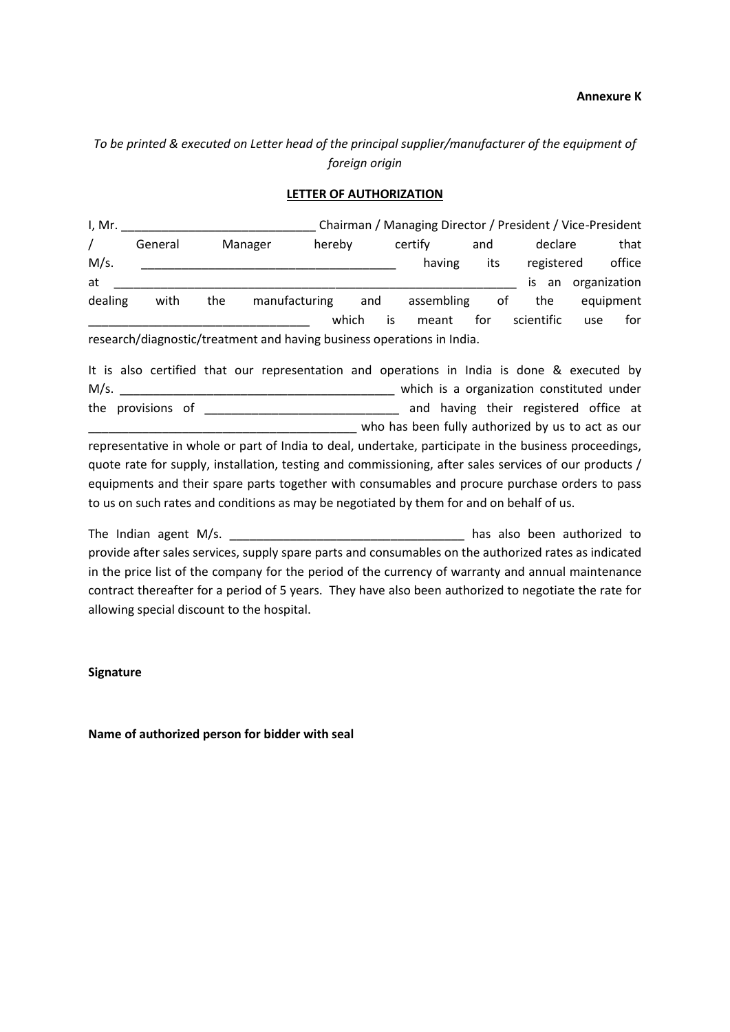**Annexure K**

*To be printed & executed on Letter head of the principal supplier/manufacturer of the equipment of foreign origin*

**LETTER OF AUTHORIZATION**

I, Mr. _____________________________ Chairman / Managing Director / President / Vice-President / General Manager hereby certify and declare that M/s. ______________________________________ having its registered office at ____________________________________________________________ is an organization dealing with the manufacturing and assembling of the equipment _________________________________ which is meant for scientific use for research/diagnostic/treatment and having business operations in India.

It is also certified that our representation and operations in India is done & executed by M/s. _________________________________________ which is a organization constituted under the provisions of _____________________________ and having their registered office at ________________________________________ who has been fully authorized by us to act as our representative in whole or part of India to deal, undertake, participate in the business proceedings, quote rate for supply, installation, testing and commissioning, after sales services of our products / equipments and their spare parts together with consumables and procure purchase orders to pass to us on such rates and conditions as may be negotiated by them for and on behalf of us.

The Indian agent M/s. ___________________________________ has also been authorized to provide after sales services, supply spare parts and consumables on the authorized rates as indicated in the price list of the company for the period of the currency of warranty and annual maintenance contract thereafter for a period of 5 years. They have also been authorized to negotiate the rate for allowing special discount to the hospital.

**Signature**

**Name of authorized person for bidder with seal**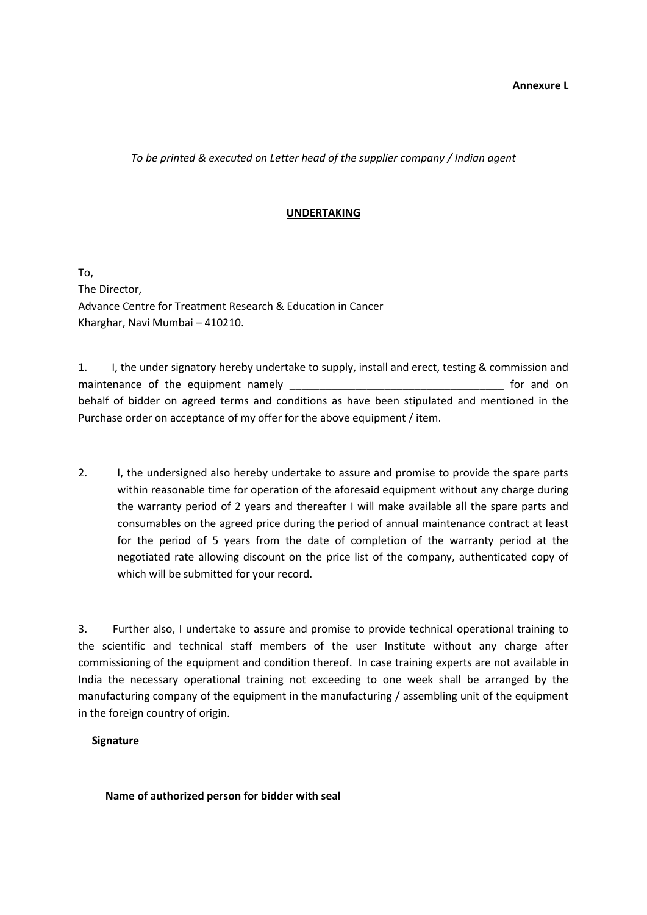**Annexure L**

*To be printed & executed on Letter head of the supplier company / Indian agent*

**UNDERTAKING**

To,
The Director,
Advance Centre for Treatment Research & Education in Cancer
Kharghar, Navi Mumbai – 410210.

1. I, the under signatory hereby undertake to supply, install and erect, testing & commission and maintenance of the equipment namely ___________________________________ for and on behalf of bidder on agreed terms and conditions as have been stipulated and mentioned in the Purchase order on acceptance of my offer for the above equipment / item.

2. I, the undersigned also hereby undertake to assure and promise to provide the spare parts within reasonable time for operation of the aforesaid equipment without any charge during the warranty period of 2 years and thereafter I will make available all the spare parts and consumables on the agreed price during the period of annual maintenance contract at least for the period of 5 years from the date of completion of the warranty period at the negotiated rate allowing discount on the price list of the company, authenticated copy of which will be submitted for your record.

3. Further also, I undertake to assure and promise to provide technical operational training to the scientific and technical staff members of the user Institute without any charge after commissioning of the equipment and condition thereof. In case training experts are not available in India the necessary operational training not exceeding to one week shall be arranged by the manufacturing company of the equipment in the manufacturing / assembling unit of the equipment in the foreign country of origin.

**Signature**

**Name of authorized person for bidder with seal**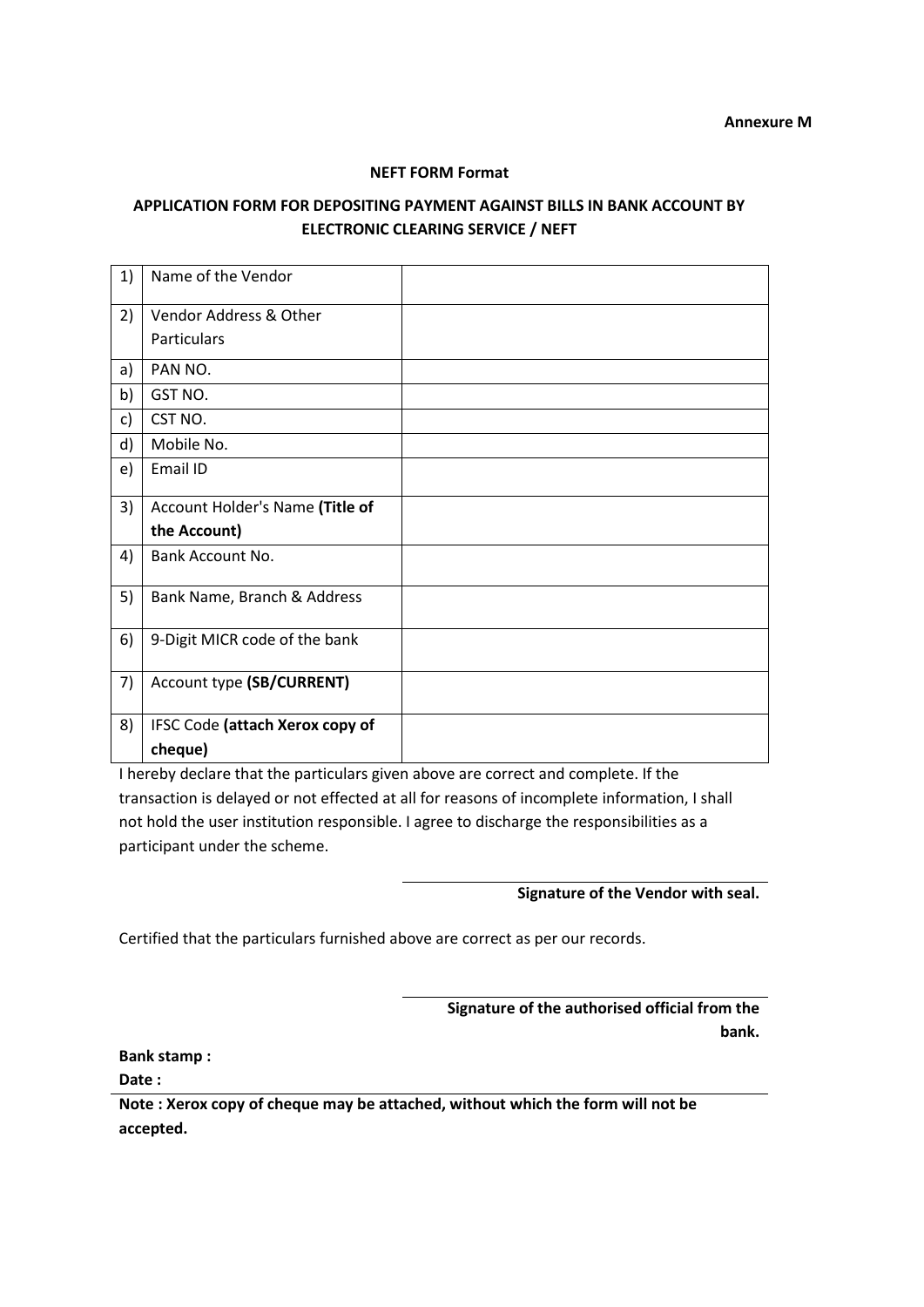**Annexure M**

**NEFT FORM Format**

**APPLICATION FORM FOR DEPOSITING PAYMENT AGAINST BILLS IN BANK ACCOUNT BY ELECTRONIC CLEARING SERVICE / NEFT**

| | | |
|---|---|---|
| 1) | Name of the Vendor | |
| 2) | Vendor Address & Other Particulars | |
| a) | PAN NO. | |
| b) | GST NO. | |
| c) | CST NO. | |
| d) | Mobile No. | |
| e) | Email ID | |
| 3) | Account Holder's Name **(Title of the Account)** | |
| 4) | Bank Account No. | |
| 5) | Bank Name, Branch & Address | |
| 6) | 9-Digit MICR code of the bank | |
| 7) | Account type **(SB/CURRENT)** | |
| 8) | IFSC Code **(attach Xerox copy of cheque)** | |

I hereby declare that the particulars given above are correct and complete. If the transaction is delayed or not effected at all for reasons of incomplete information, I shall not hold the user institution responsible. I agree to discharge the responsibilities as a participant under the scheme.

**Signature of the Vendor with seal.**

Certified that the particulars furnished above are correct as per our records.

**Signature of the authorised official from the bank.**

**Bank stamp :**

**Date :**

**Note : Xerox copy of cheque may be attached, without which the form will not be accepted.**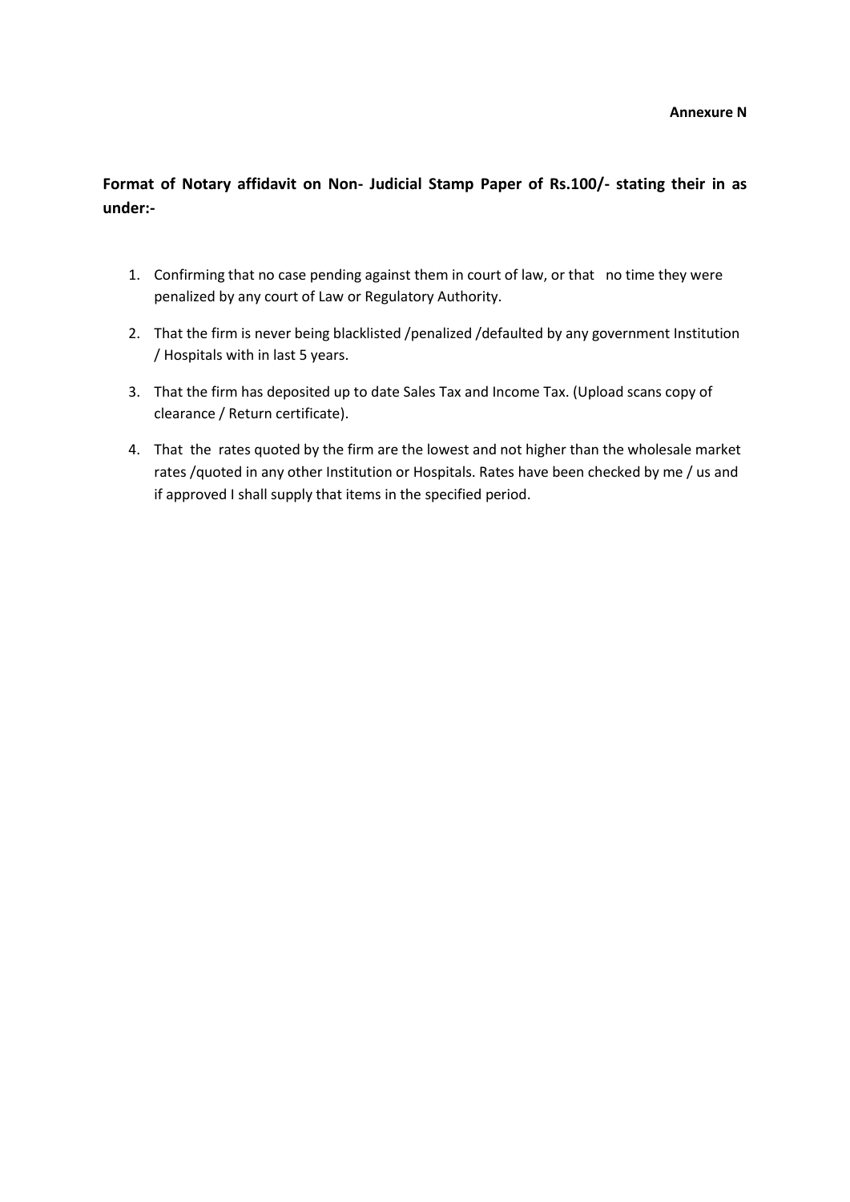**Annexure N**

**Format of Notary affidavit on Non- Judicial Stamp Paper of Rs.100/- stating their in as under:-**

1. Confirming that no case pending against them in court of law, or that no time they were penalized by any court of Law or Regulatory Authority.
2. That the firm is never being blacklisted /penalized /defaulted by any government Institution / Hospitals with in last 5 years.
3. That the firm has deposited up to date Sales Tax and Income Tax. (Upload scans copy of clearance / Return certificate).
4. That the rates quoted by the firm are the lowest and not higher than the wholesale market rates /quoted in any other Institution or Hospitals. Rates have been checked by me / us and if approved I shall supply that items in the specified period.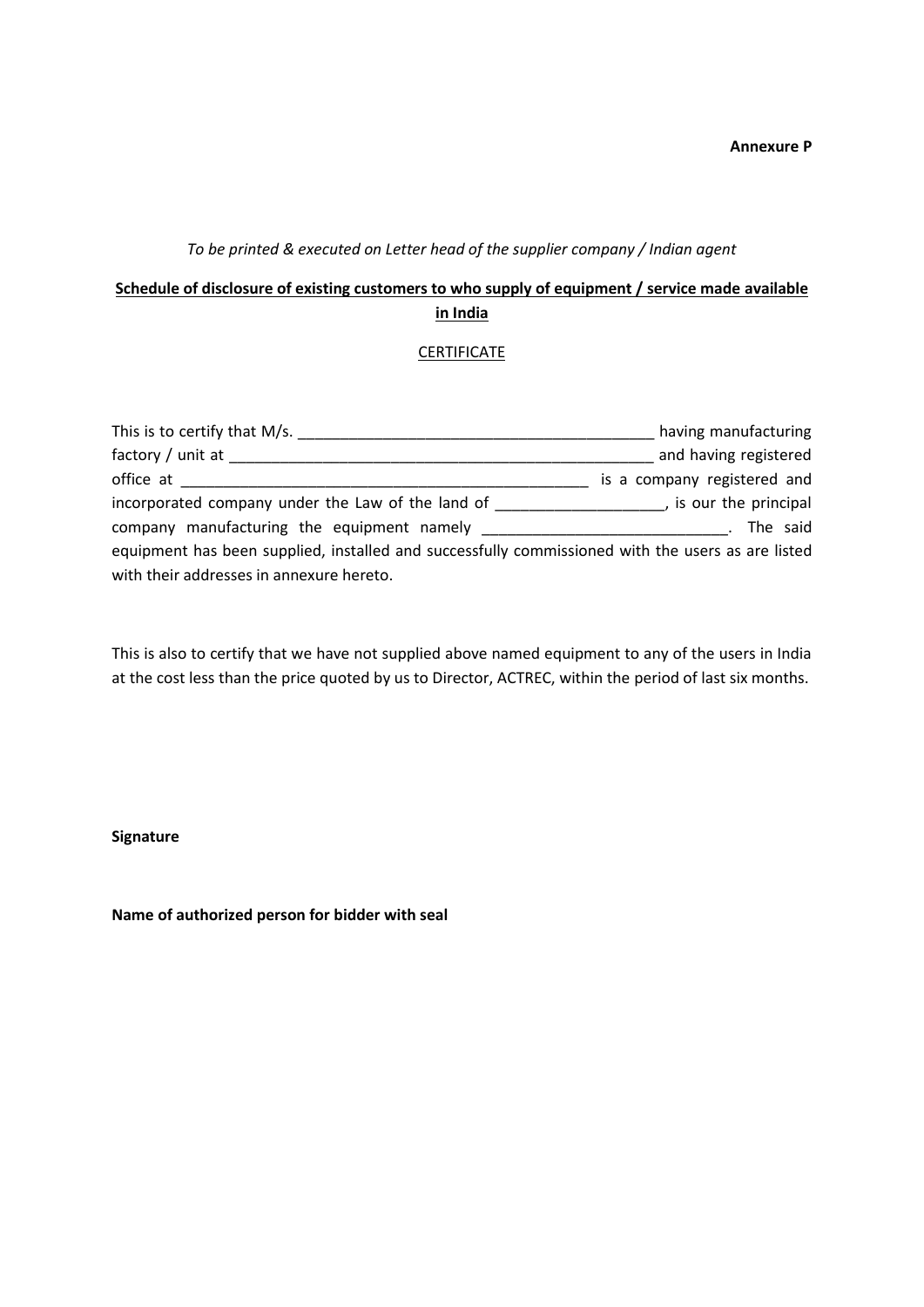**Annexure P**

*To be printed & executed on Letter head of the supplier company / Indian agent*

**Schedule of disclosure of existing customers to who supply of equipment / service made available in India**

CERTIFICATE

This is to certify that M/s. __________________________________________ having manufacturing factory / unit at ____________________________________________________ and having registered office at _________________________________________________ is a company registered and incorporated company under the Law of the land of ____________________, is our the principal company manufacturing the equipment namely _____________________________. The said equipment has been supplied, installed and successfully commissioned with the users as are listed with their addresses in annexure hereto.

This is also to certify that we have not supplied above named equipment to any of the users in India at the cost less than the price quoted by us to Director, ACTREC, within the period of last six months.

**Signature**

**Name of authorized person for bidder with seal**